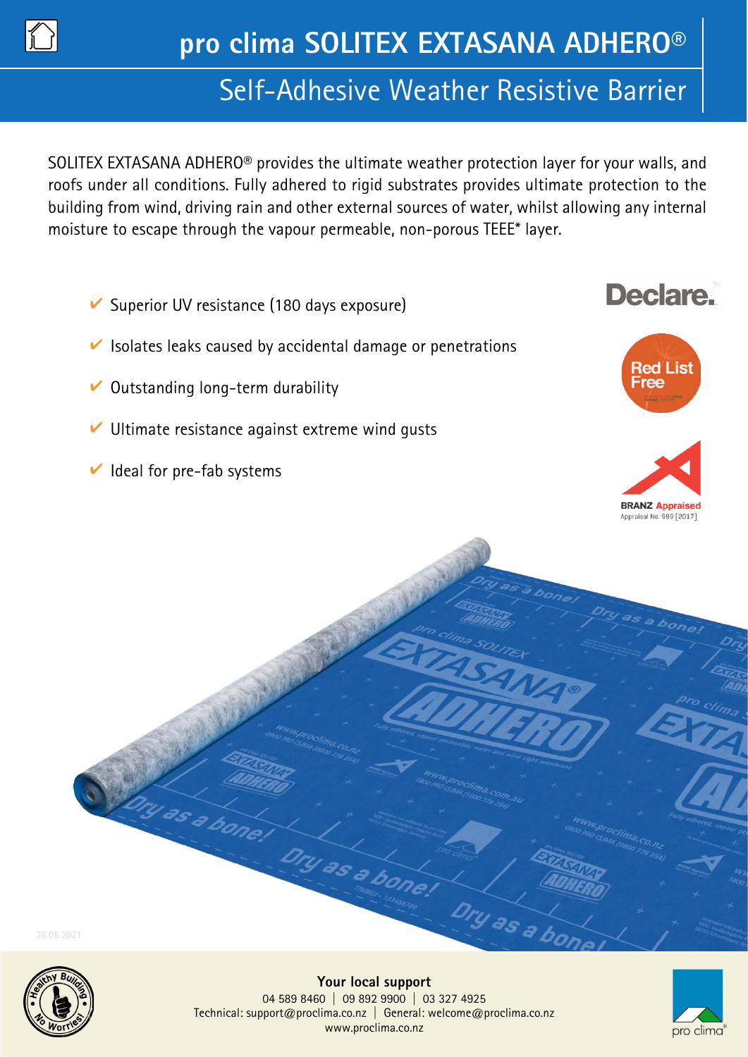# pro clima SOLITEX EXTASANA ADHERO®

## Self-Adhesive Weather Resistive Barrier

SOLITEX EXTASANA ADHERO® provides the ultimate weather protection layer for your walls, and roofs under all conditions. Fully adhered to rigid substrates provides ultimate protection to the building from wind, driving rain and other external sources of water, whilst allowing any internal moisture to escape through the vapour permeable, non-porous TEEE* layer.

- ✔ Superior UV resistance (180 days exposure)
- ✔ Isolates leaks caused by accidental damage or penetrations
- ✔ Outstanding long-term durability
- ✔ Ultimate resistance against extreme wind gusts
- ✔ Ideal for pre-fab systems

Declare.

Red List Free

BRANZ Appraised
Appraisal No. 989 [2017]

26 05 2021

**Your local support**
04 589 8460 | 09 892 9900 | 03 327 4925
Technical: support@proclima.co.nz | General: welcome@proclima.co.nz
www.proclima.co.nz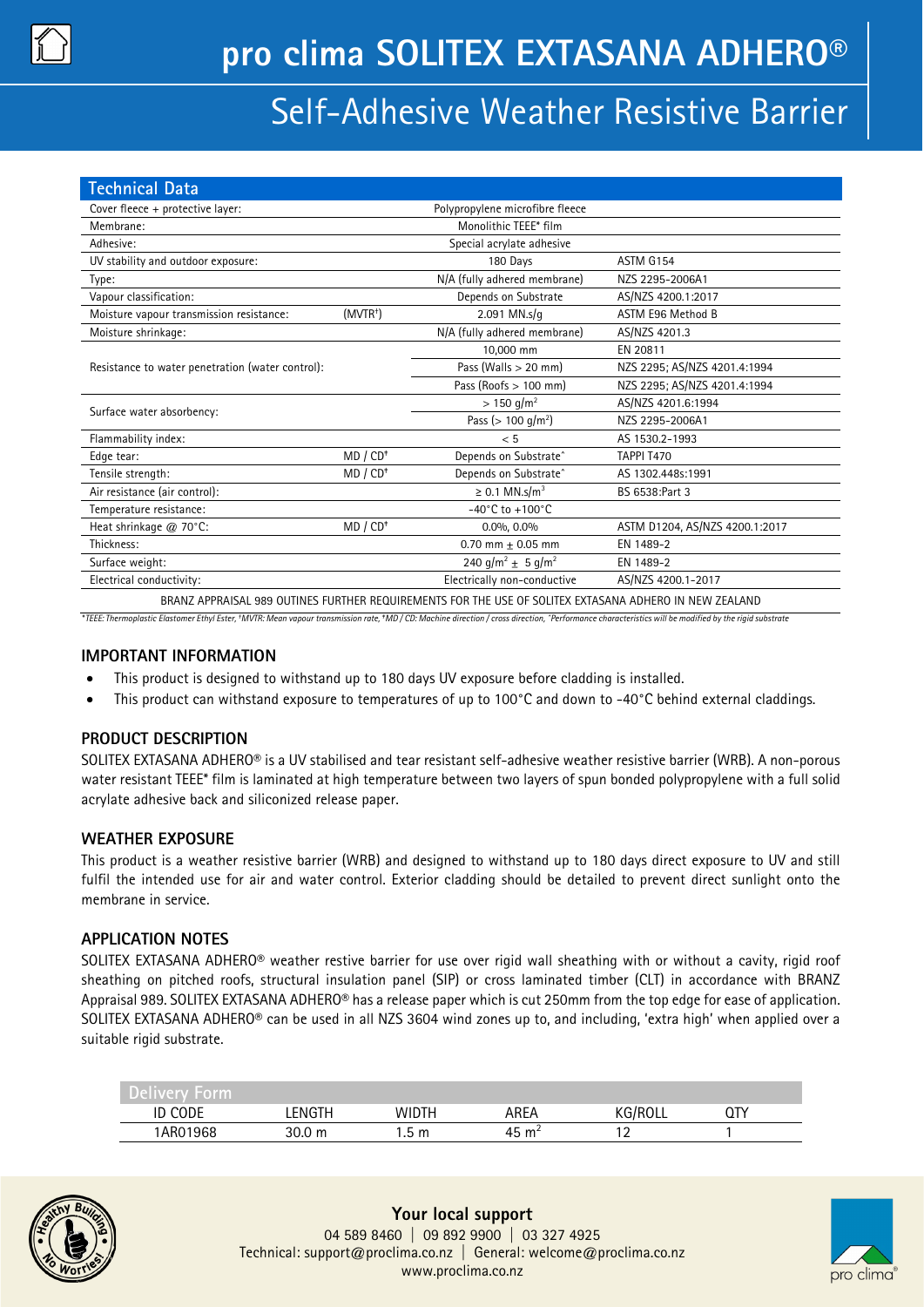# pro clima SOLITEX EXTASANA ADHERO®

## Self-Adhesive Weather Resistive Barrier

### Technical Data

| | | | |
|---|---|---|---|
| Cover fleece + protective layer: | | Polypropylene microfibre fleece | |
| Membrane: | | Monolithic TEEE* film | |
| Adhesive: | | Special acrylate adhesive | |
| UV stability and outdoor exposure: | | 180 Days | ASTM G154 |
| Type: | | N/A (fully adhered membrane) | NZS 2295-2006A1 |
| Vapour classification: | | Depends on Substrate | AS/NZS 4200.1:2017 |
| Moisture vapour transmission resistance: | (MVTR†) | 2.091 MN.s/g | ASTM E96 Method B |
| Moisture shrinkage: | | N/A (fully adhered membrane) | AS/NZS 4201.3 |
| Resistance to water penetration (water control): | | 10,000 mm | EN 20811 |
| | | Pass (Walls > 20 mm) | NZS 2295; AS/NZS 4201.4:1994 |
| | | Pass (Roofs > 100 mm) | NZS 2295; AS/NZS 4201.4:1994 |
| Surface water absorbency: | | > 150 g/m² | AS/NZS 4201.6:1994 |
| | | Pass (> 100 g/m²) | NZS 2295-2006A1 |
| Flammability index: | | < 5 | AS 1530.2-1993 |
| Edge tear: | MD / CD‡ | Depends on Substrate^ | TAPPI T470 |
| Tensile strength: | MD / CD‡ | Depends on Substrate^ | AS 1302.448s:1991 |
| Air resistance (air control): | | ≥ 0.1 MN.s/m³ | BS 6538:Part 3 |
| Temperature resistance: | | -40°C to +100°C | |
| Heat shrinkage @ 70°C: | MD / CD‡ | 0.0%, 0.0% | ASTM D1204, AS/NZS 4200.1:2017 |
| Thickness: | | 0.70 mm ± 0.05 mm | EN 1489-2 |
| Surface weight: | | 240 g/m² ± 5 g/m² | EN 1489-2 |
| Electrical conductivity: | | Electrically non-conductive | AS/NZS 4200.1-2017 |

BRANZ APPRAISAL 989 OUTINES FURTHER REQUIREMENTS FOR THE USE OF SOLITEX EXTASANA ADHERO IN NEW ZEALAND

*TEEE: Thermoplastic Elastomer Ethyl Ester, †MVTR: Mean vapour transmission rate, ‡MD / CD: Machine direction / cross direction, ^Performance characteristics will be modified by the rigid substrate

### IMPORTANT INFORMATION

- This product is designed to withstand up to 180 days UV exposure before cladding is installed.
- This product can withstand exposure to temperatures of up to 100°C and down to -40°C behind external claddings.

### PRODUCT DESCRIPTION

SOLITEX EXTASANA ADHERO® is a UV stabilised and tear resistant self-adhesive weather resistive barrier (WRB). A non-porous water resistant TEEE* film is laminated at high temperature between two layers of spun bonded polypropylene with a full solid acrylate adhesive back and siliconized release paper.

### WEATHER EXPOSURE

This product is a weather resistive barrier (WRB) and designed to withstand up to 180 days direct exposure to UV and still fulfil the intended use for air and water control. Exterior cladding should be detailed to prevent direct sunlight onto the membrane in service.

### APPLICATION NOTES

SOLITEX EXTASANA ADHERO® weather restive barrier for use over rigid wall sheathing with or without a cavity, rigid roof sheathing on pitched roofs, structural insulation panel (SIP) or cross laminated timber (CLT) in accordance with BRANZ Appraisal 989. SOLITEX EXTASANA ADHERO® has a release paper which is cut 250mm from the top edge for ease of application. SOLITEX EXTASANA ADHERO® can be used in all NZS 3604 wind zones up to, and including, 'extra high' when applied over a suitable rigid substrate.

### Delivery Form

| ID CODE | LENGTH | WIDTH | AREA | KG/ROLL | QTY |
|---|---|---|---|---|---|
| 1AR01968 | 30.0 m | 1.5 m | 45 m² | 12 | 1 |

**Your local support**

04 589 8460 | 09 892 9900 | 03 327 4925
Technical: support@proclima.co.nz | General: welcome@proclima.co.nz
www.proclima.co.nz